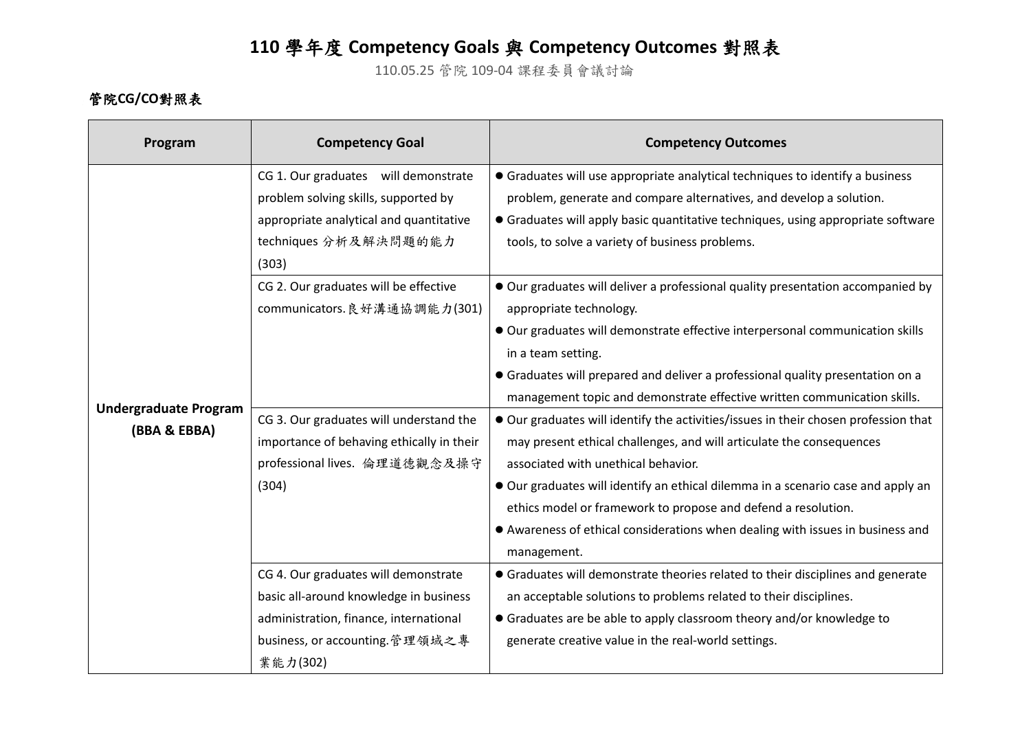# 110 學年度 Competency Goals 與 Competency Outcomes 對照表

110.05.25 管院 109-04 課程委員會議討論

**管院CG/CO對照表**

| Program | Competency Goal | Competency Outcomes |
|---|---|---|
| **Undergraduate Program (BBA & EBBA)** | CG 1. Our graduates will demonstrate problem solving skills, supported by appropriate analytical and quantitative techniques 分析及解決問題的能力 (303) | ● Graduates will use appropriate analytical techniques to identify a business problem, generate and compare alternatives, and develop a solution.<br>● Graduates will apply basic quantitative techniques, using appropriate software tools, to solve a variety of business problems. |
| | CG 2. Our graduates will be effective communicators.良好溝通協調能力(301) | ● Our graduates will deliver a professional quality presentation accompanied by appropriate technology.<br>● Our graduates will demonstrate effective interpersonal communication skills in a team setting.<br>● Graduates will prepared and deliver a professional quality presentation on a management topic and demonstrate effective written communication skills. |
| | CG 3. Our graduates will understand the importance of behaving ethically in their professional lives. 倫理道德觀念及操守 (304) | ● Our graduates will identify the activities/issues in their chosen profession that may present ethical challenges, and will articulate the consequences associated with unethical behavior.<br>● Our graduates will identify an ethical dilemma in a scenario case and apply an ethics model or framework to propose and defend a resolution.<br>● Awareness of ethical considerations when dealing with issues in business and management. |
| | CG 4. Our graduates will demonstrate basic all-around knowledge in business administration, finance, international business, or accounting.管理領域之專業能力(302) | ● Graduates will demonstrate theories related to their disciplines and generate an acceptable solutions to problems related to their disciplines.<br>● Graduates are be able to apply classroom theory and/or knowledge to generate creative value in the real-world settings. |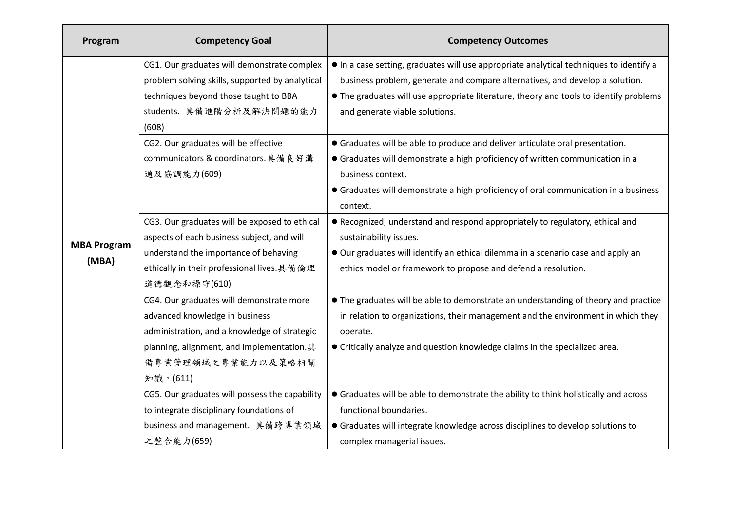| Program | Competency Goal | Competency Outcomes |
|---|---|---|
| MBA Program (MBA) | CG1. Our graduates will demonstrate complex problem solving skills, supported by analytical techniques beyond those taught to BBA students. 具備進階分析及解決問題的能力(608) | ● In a case setting, graduates will use appropriate analytical techniques to identify a business problem, generate and compare alternatives, and develop a solution.<br>● The graduates will use appropriate literature, theory and tools to identify problems and generate viable solutions. |
| | CG2. Our graduates will be effective communicators & coordinators.具備良好溝通及協調能力(609) | ● Graduates will be able to produce and deliver articulate oral presentation.<br>● Graduates will demonstrate a high proficiency of written communication in a business context.<br>● Graduates will demonstrate a high proficiency of oral communication in a business context. |
| | CG3. Our graduates will be exposed to ethical aspects of each business subject, and will understand the importance of behaving ethically in their professional lives.具備倫理道德觀念和操守(610) | ● Recognized, understand and respond appropriately to regulatory, ethical and sustainability issues.<br>● Our graduates will identify an ethical dilemma in a scenario case and apply an ethics model or framework to propose and defend a resolution. |
| | CG4. Our graduates will demonstrate more advanced knowledge in business administration, and a knowledge of strategic planning, alignment, and implementation.具備專業管理領域之專業能力以及策略相關知識。(611) | ● The graduates will be able to demonstrate an understanding of theory and practice in relation to organizations, their management and the environment in which they operate.<br>● Critically analyze and question knowledge claims in the specialized area. |
| | CG5. Our graduates will possess the capability to integrate disciplinary foundations of business and management. 具備跨專業領域之整合能力(659) | ● Graduates will be able to demonstrate the ability to think holistically and across functional boundaries.<br>● Graduates will integrate knowledge across disciplines to develop solutions to complex managerial issues. |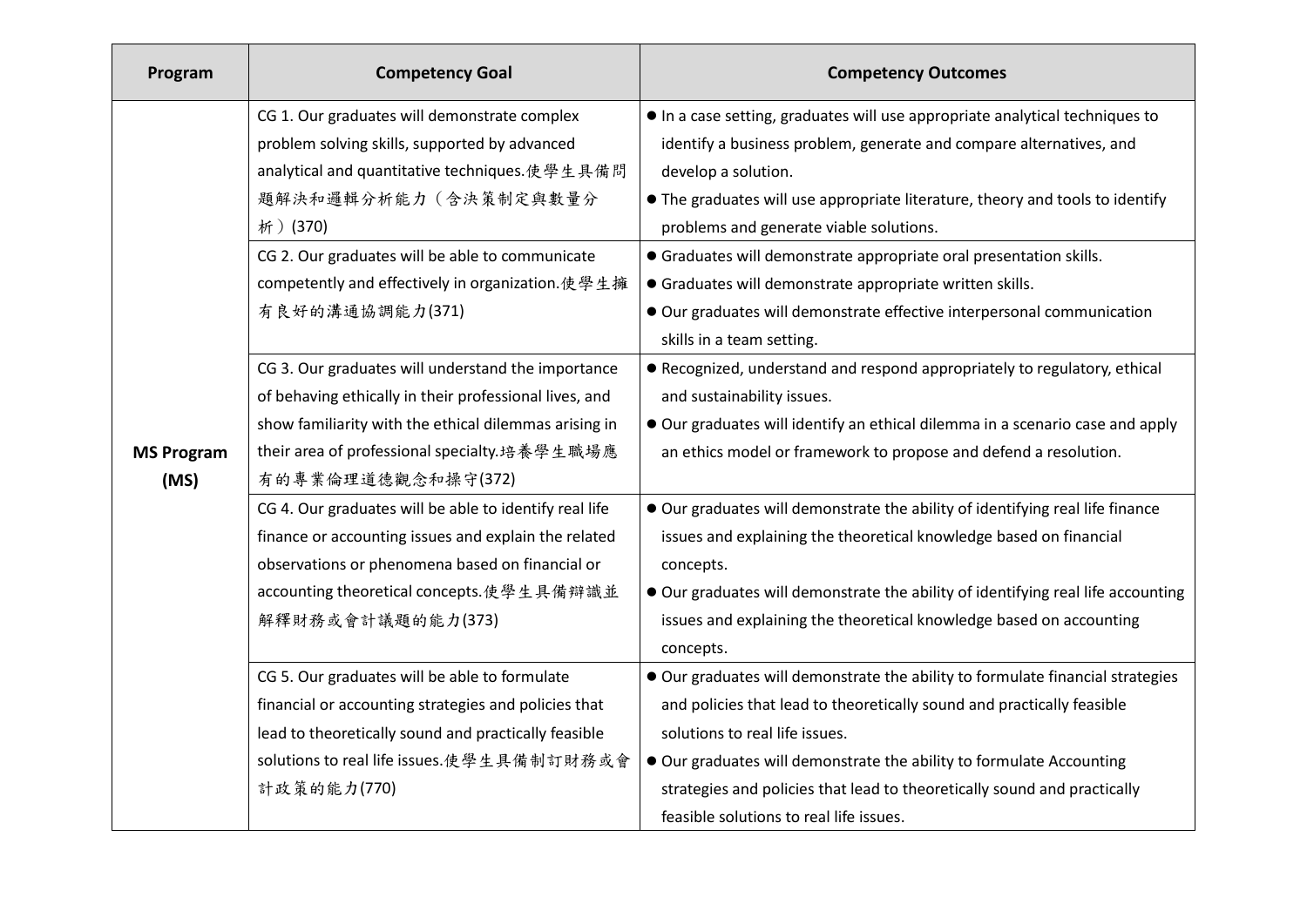| Program | Competency Goal | Competency Outcomes |
|---|---|---|
| MS Program (MS) | CG 1. Our graduates will demonstrate complex problem solving skills, supported by advanced analytical and quantitative techniques.使學生具備問題解決和邏輯分析能力（含決策制定與數量分析）(370) | ● In a case setting, graduates will use appropriate analytical techniques to identify a business problem, generate and compare alternatives, and develop a solution.<br>● The graduates will use appropriate literature, theory and tools to identify problems and generate viable solutions. |
| | CG 2. Our graduates will be able to communicate competently and effectively in organization.使學生擁有良好的溝通協調能力(371) | ● Graduates will demonstrate appropriate oral presentation skills.<br>● Graduates will demonstrate appropriate written skills.<br>● Our graduates will demonstrate effective interpersonal communication skills in a team setting. |
| | CG 3. Our graduates will understand the importance of behaving ethically in their professional lives, and show familiarity with the ethical dilemmas arising in their area of professional specialty.培養學生職場應有的專業倫理道德觀念和操守(372) | ● Recognized, understand and respond appropriately to regulatory, ethical and sustainability issues.<br>● Our graduates will identify an ethical dilemma in a scenario case and apply an ethics model or framework to propose and defend a resolution. |
| | CG 4. Our graduates will be able to identify real life finance or accounting issues and explain the related observations or phenomena based on financial or accounting theoretical concepts.使學生具備辯識並解釋財務或會計議題的能力(373) | ● Our graduates will demonstrate the ability of identifying real life finance issues and explaining the theoretical knowledge based on financial concepts.<br>● Our graduates will demonstrate the ability of identifying real life accounting issues and explaining the theoretical knowledge based on accounting concepts. |
| | CG 5. Our graduates will be able to formulate financial or accounting strategies and policies that lead to theoretically sound and practically feasible solutions to real life issues.使學生具備制訂財務或會計政策的能力(770) | ● Our graduates will demonstrate the ability to formulate financial strategies and policies that lead to theoretically sound and practically feasible solutions to real life issues.<br>● Our graduates will demonstrate the ability to formulate Accounting strategies and policies that lead to theoretically sound and practically feasible solutions to real life issues. |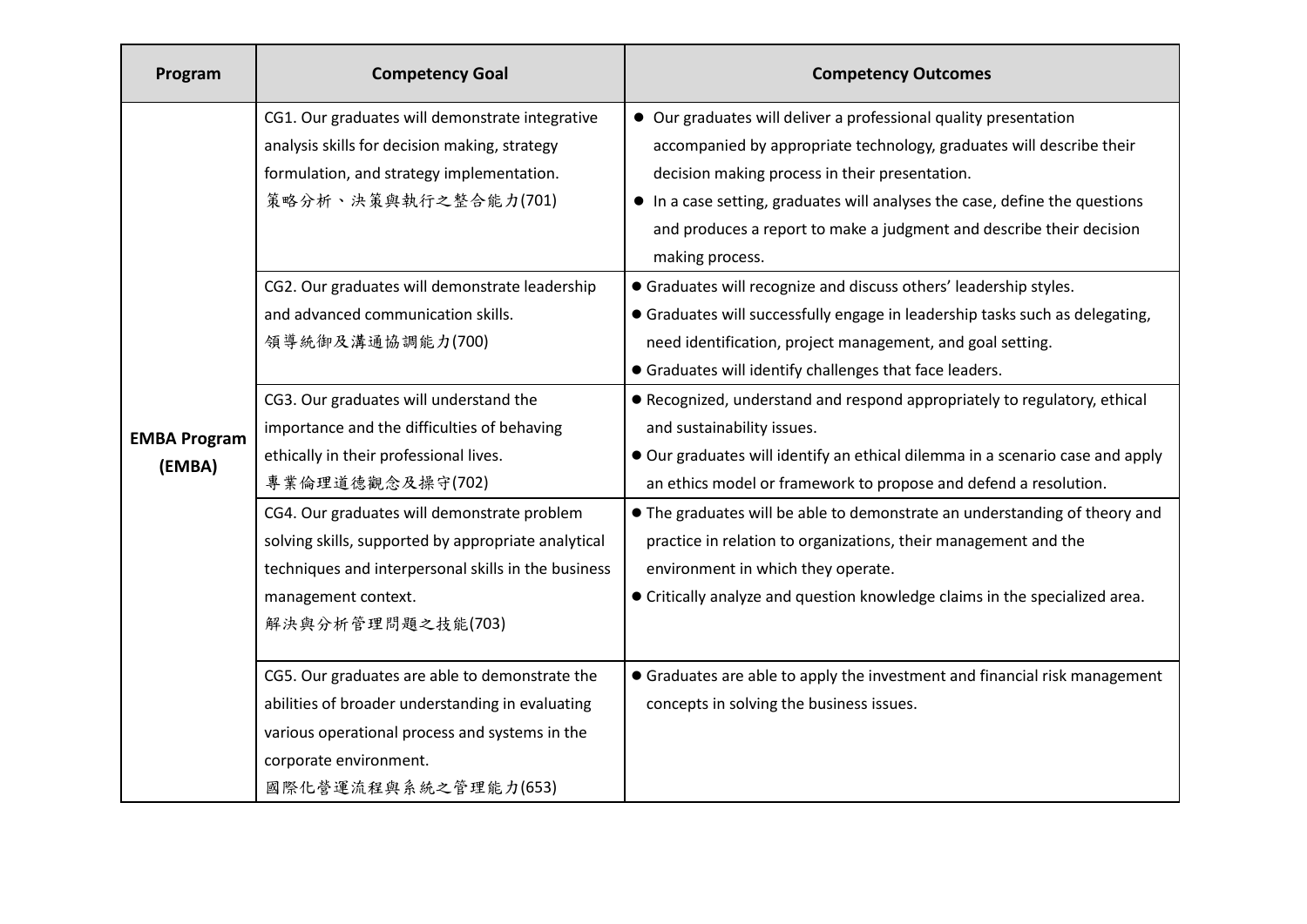| Program | Competency Goal | Competency Outcomes |
|---|---|---|
| **EMBA Program (EMBA)** | CG1. Our graduates will demonstrate integrative analysis skills for decision making, strategy formulation, and strategy implementation.<br>策略分析、決策與執行之整合能力(701) | ● Our graduates will deliver a professional quality presentation accompanied by appropriate technology, graduates will describe their decision making process in their presentation.<br>● In a case setting, graduates will analyses the case, define the questions and produces a report to make a judgment and describe their decision making process. |
| | CG2. Our graduates will demonstrate leadership and advanced communication skills.<br>領導統御及溝通協調能力(700) | ● Graduates will recognize and discuss others' leadership styles.<br>● Graduates will successfully engage in leadership tasks such as delegating, need identification, project management, and goal setting.<br>● Graduates will identify challenges that face leaders. |
| | CG3. Our graduates will understand the importance and the difficulties of behaving ethically in their professional lives.<br>專業倫理道德觀念及操守(702) | ● Recognized, understand and respond appropriately to regulatory, ethical and sustainability issues.<br>● Our graduates will identify an ethical dilemma in a scenario case and apply an ethics model or framework to propose and defend a resolution. |
| | CG4. Our graduates will demonstrate problem solving skills, supported by appropriate analytical techniques and interpersonal skills in the business management context.<br>解決與分析管理問題之技能(703) | ● The graduates will be able to demonstrate an understanding of theory and practice in relation to organizations, their management and the environment in which they operate.<br>● Critically analyze and question knowledge claims in the specialized area. |
| | CG5. Our graduates are able to demonstrate the abilities of broader understanding in evaluating various operational process and systems in the corporate environment.<br>國際化營運流程與系統之管理能力(653) | ● Graduates are able to apply the investment and financial risk management concepts in solving the business issues. |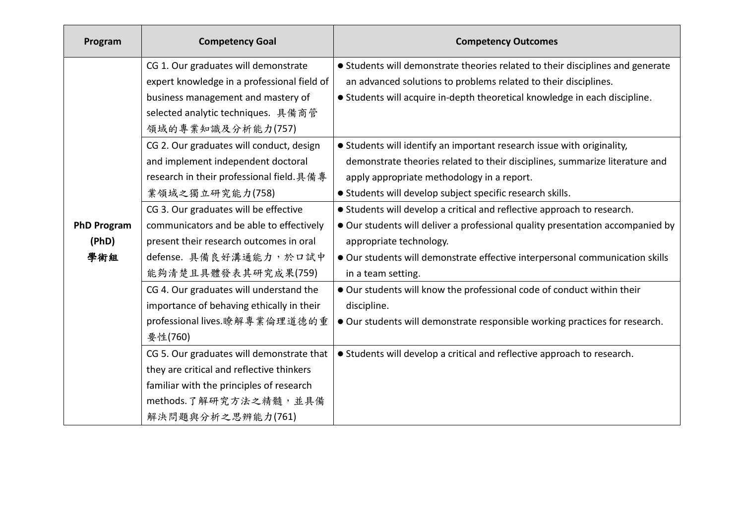| Program | Competency Goal | Competency Outcomes |
| --- | --- | --- |
| **PhD Program (PhD) 學術組** | CG 1. Our graduates will demonstrate expert knowledge in a professional field of business management and mastery of selected analytic techniques. 具備商管領域的專業知識及分析能力(757) | ● Students will demonstrate theories related to their disciplines and generate an advanced solutions to problems related to their disciplines.<br>● Students will acquire in-depth theoretical knowledge in each discipline. |
| | CG 2. Our graduates will conduct, design and implement independent doctoral research in their professional field.具備專業領域之獨立研究能力(758) | ● Students will identify an important research issue with originality, demonstrate theories related to their disciplines, summarize literature and apply appropriate methodology in a report.<br>● Students will develop subject specific research skills. |
| | CG 3. Our graduates will be effective communicators and be able to effectively present their research outcomes in oral defense. 具備良好溝通能力，於口試中能夠清楚且具體發表其研究成果(759) | ● Students will develop a critical and reflective approach to research.<br>● Our students will deliver a professional quality presentation accompanied by appropriate technology.<br>● Our students will demonstrate effective interpersonal communication skills in a team setting. |
| | CG 4. Our graduates will understand the importance of behaving ethically in their professional lives.瞭解專業倫理道德的重要性(760) | ● Our students will know the professional code of conduct within their discipline.<br>● Our students will demonstrate responsible working practices for research. |
| | CG 5. Our graduates will demonstrate that they are critical and reflective thinkers familiar with the principles of research methods.了解研究方法之精髓，並具備解決問題與分析之思辨能力(761) | ● Students will develop a critical and reflective approach to research. |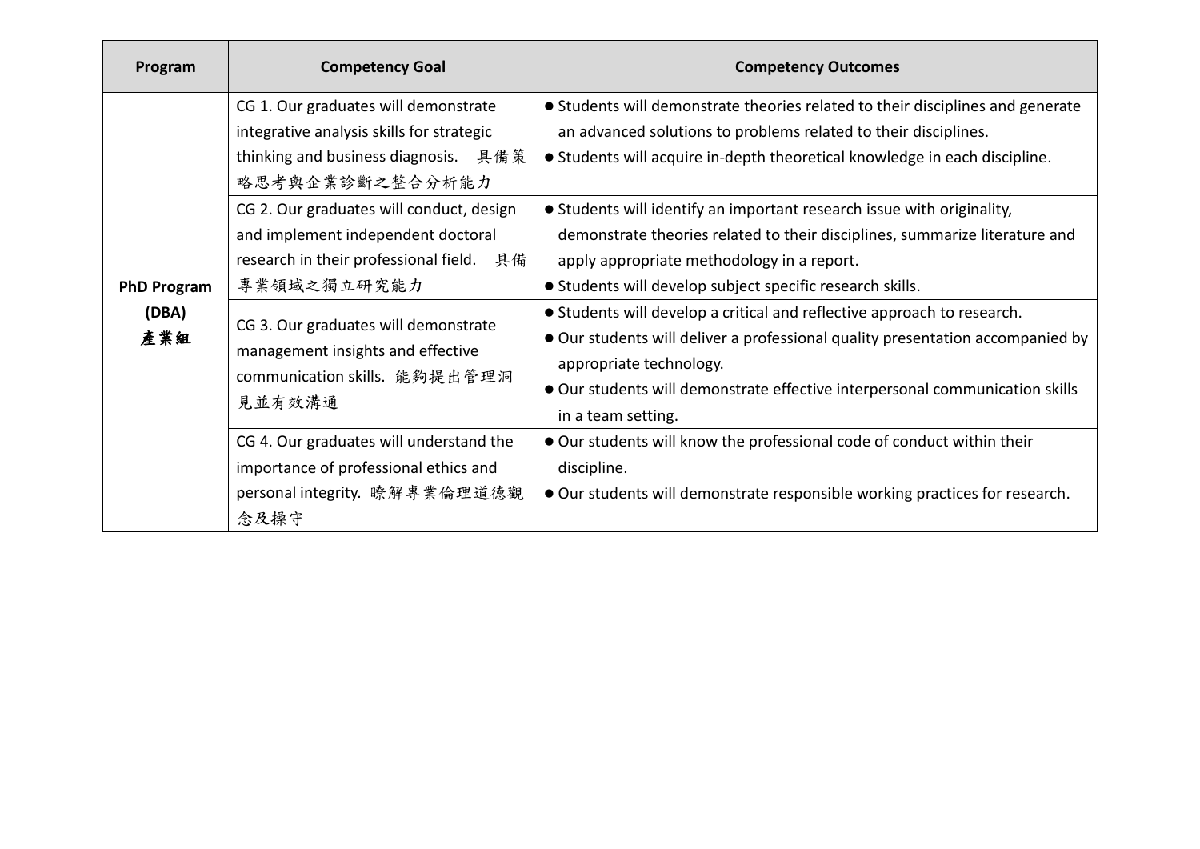| Program | Competency Goal | Competency Outcomes |
|---|---|---|
| **PhD Program (DBA) 產業組** | CG 1. Our graduates will demonstrate integrative analysis skills for strategic thinking and business diagnosis. 具備策略思考與企業診斷之整合分析能力 | ● Students will demonstrate theories related to their disciplines and generate an advanced solutions to problems related to their disciplines.<br>● Students will acquire in-depth theoretical knowledge in each discipline. |
| | CG 2. Our graduates will conduct, design and implement independent doctoral research in their professional field. 具備專業領域之獨立研究能力 | ● Students will identify an important research issue with originality, demonstrate theories related to their disciplines, summarize literature and apply appropriate methodology in a report.<br>● Students will develop subject specific research skills. |
| | CG 3. Our graduates will demonstrate management insights and effective communication skills. 能夠提出管理洞見並有效溝通 | ● Students will develop a critical and reflective approach to research.<br>● Our students will deliver a professional quality presentation accompanied by appropriate technology.<br>● Our students will demonstrate effective interpersonal communication skills in a team setting. |
| | CG 4. Our graduates will understand the importance of professional ethics and personal integrity. 瞭解專業倫理道德觀念及操守 | ● Our students will know the professional code of conduct within their discipline.<br>● Our students will demonstrate responsible working practices for research. |